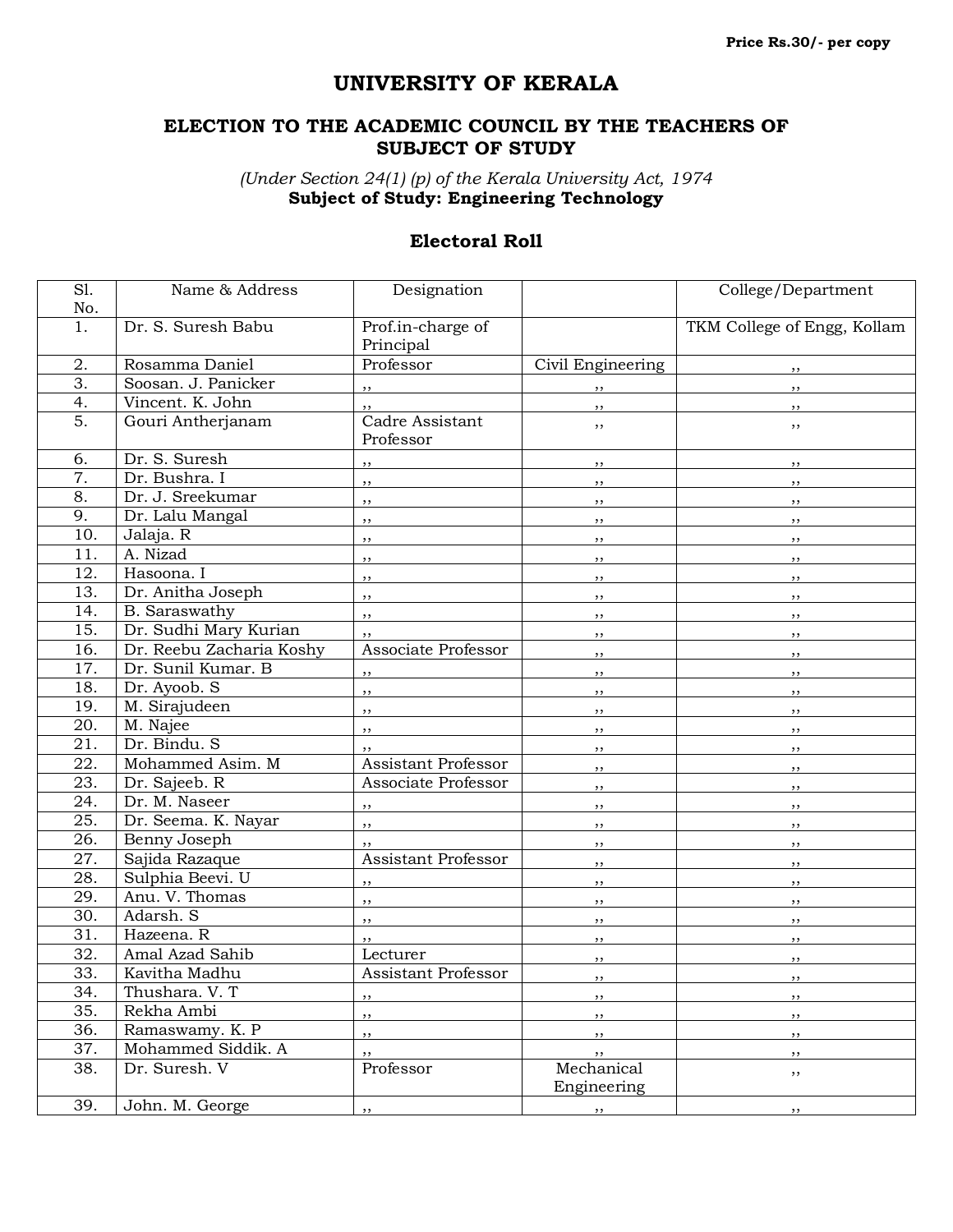Price Rs.30/- per copy

# UNIVERSITY OF KERALA

## ELECTION TO THE ACADEMIC COUNCIL BY THE TEACHERS OF SUBJECT OF STUDY

*(Under Section 24(1) (p) of the Kerala University Act, 1974*
**Subject of Study: Engineering Technology**

### Electoral Roll

| Sl. No. | Name & Address | Designation | | College/Department |
|---|---|---|---|---|
| 1. | Dr. S. Suresh Babu | Prof.in-charge of Principal | | TKM College of Engg, Kollam |
| 2. | Rosamma Daniel | Professor | Civil Engineering | ,, |
| 3. | Soosan. J. Panicker | ,, | ,, | ,, |
| 4. | Vincent. K. John | ,, | ,, | ,, |
| 5. | Gouri Antherjanam | Cadre Assistant Professor | ,, | ,, |
| 6. | Dr. S. Suresh | ,, | ,, | ,, |
| 7. | Dr. Bushra. I | ,, | ,, | ,, |
| 8. | Dr. J. Sreekumar | ,, | ,, | ,, |
| 9. | Dr. Lalu Mangal | ,, | ,, | ,, |
| 10. | Jalaja. R | ,, | ,, | ,, |
| 11. | A. Nizad | ,, | ,, | ,, |
| 12. | Hasoona. I | ,, | ,, | ,, |
| 13. | Dr. Anitha Joseph | ,, | ,, | ,, |
| 14. | B. Saraswathy | ,, | ,, | ,, |
| 15. | Dr. Sudhi Mary Kurian | ,, | ,, | ,, |
| 16. | Dr. Reebu Zacharia Koshy | Associate Professor | ,, | ,, |
| 17. | Dr. Sunil Kumar. B | ,, | ,, | ,, |
| 18. | Dr. Ayoob. S | ,, | ,, | ,, |
| 19. | M. Sirajudeen | ,, | ,, | ,, |
| 20. | M. Najee | ,, | ,, | ,, |
| 21. | Dr. Bindu. S | ,, | ,, | ,, |
| 22. | Mohammed Asim. M | Assistant Professor | ,, | ,, |
| 23. | Dr. Sajeeb. R | Associate Professor | ,, | ,, |
| 24. | Dr. M. Naseer | ,, | ,, | ,, |
| 25. | Dr. Seema. K. Nayar | ,, | ,, | ,, |
| 26. | Benny Joseph | ,, | ,, | ,, |
| 27. | Sajida Razaque | Assistant Professor | ,, | ,, |
| 28. | Sulphia Beevi. U | ,, | ,, | ,, |
| 29. | Anu. V. Thomas | ,, | ,, | ,, |
| 30. | Adarsh. S | ,, | ,, | ,, |
| 31. | Hazeena. R | ,, | ,, | ,, |
| 32. | Amal Azad Sahib | Lecturer | ,, | ,, |
| 33. | Kavitha Madhu | Assistant Professor | ,, | ,, |
| 34. | Thushara. V. T | ,, | ,, | ,, |
| 35. | Rekha Ambi | ,, | ,, | ,, |
| 36. | Ramaswamy. K. P | ,, | ,, | ,, |
| 37. | Mohammed Siddik. A | ,, | ,, | ,, |
| 38. | Dr. Suresh. V | Professor | Mechanical Engineering | ,, |
| 39. | John. M. George | ,, | ,, | ,, |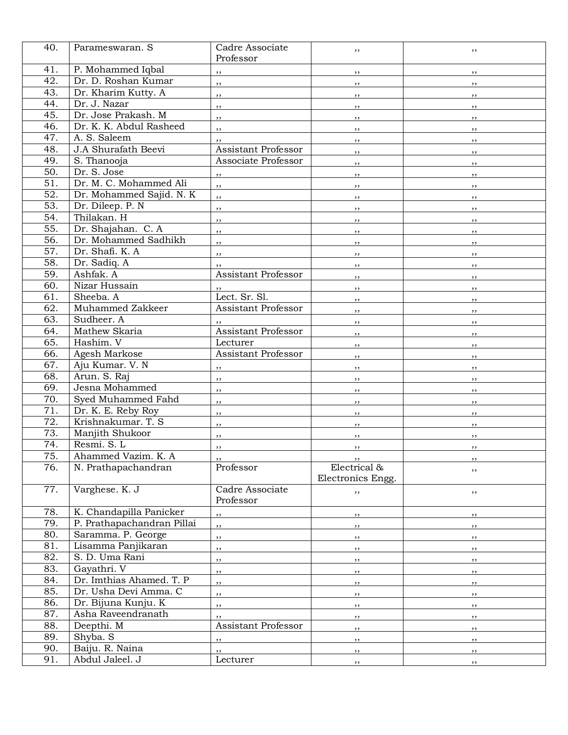| 40. | Parameswaran. S | Cadre Associate Professor | ,, | ,, |
|---|---|---|---|---|
| 41. | P. Mohammed Iqbal | ,, | ,, | ,, |
| 42. | Dr. D. Roshan Kumar | ,, | ,, | ,, |
| 43. | Dr. Kharim Kutty. A | ,, | ,, | ,, |
| 44. | Dr. J. Nazar | ,, | ,, | ,, |
| 45. | Dr. Jose Prakash. M | ,, | ,, | ,, |
| 46. | Dr. K. K. Abdul Rasheed | ,, | ,, | ,, |
| 47. | A. S. Saleem | ,, | ,, | ,, |
| 48. | J.A Shurafath Beevi | Assistant Professor | ,, | ,, |
| 49. | S. Thanooja | Associate Professor | ,, | ,, |
| 50. | Dr. S. Jose | ,, | ,, | ,, |
| 51. | Dr. M. C. Mohammed Ali | ,, | ,, | ,, |
| 52. | Dr. Mohammed Sajid. N. K | ,, | ,, | ,, |
| 53. | Dr. Dileep. P. N | ,, | ,, | ,, |
| 54. | Thilakan. H | ,, | ,, | ,, |
| 55. | Dr. Shajahan. C. A | ,, | ,, | ,, |
| 56. | Dr. Mohammed Sadhikh | ,, | ,, | ,, |
| 57. | Dr. Shafi. K. A | ,, | ,, | ,, |
| 58. | Dr. Sadiq. A | ,, | ,, | ,, |
| 59. | Ashfak. A | Assistant Professor | ,, | ,, |
| 60. | Nizar Hussain | ,, | ,, | ,, |
| 61. | Sheeba. A | Lect. Sr. Sl. | ,, | ,, |
| 62. | Muhammed Zakkeer | Assistant Professor | ,, | ,, |
| 63. | Sudheer. A | ,, | ,, | ,, |
| 64. | Mathew Skaria | Assistant Professor | ,, | ,, |
| 65. | Hashim. V | Lecturer | ,, | ,, |
| 66. | Agesh Markose | Assistant Professor | ,, | ,, |
| 67. | Aju Kumar. V. N | ,, | ,, | ,, |
| 68. | Arun. S. Raj | ,, | ,, | ,, |
| 69. | Jesna Mohammed | ,, | ,, | ,, |
| 70. | Syed Muhammed Fahd | ,, | ,, | ,, |
| 71. | Dr. K. E. Reby Roy | ,, | ,, | ,, |
| 72. | Krishnakumar. T. S | ,, | ,, | ,, |
| 73. | Manjith Shukoor | ,, | ,, | ,, |
| 74. | Resmi. S. L | ,, | ,, | ,, |
| 75. | Ahammed Vazim. K. A | ,, | ,, | ,, |
| 76. | N. Prathapachandran | Professor | Electrical & Electronics Engg. | ,, |
| 77. | Varghese. K. J | Cadre Associate Professor | ,, | ,, |
| 78. | K. Chandapilla Panicker | ,, | ,, | ,, |
| 79. | P. Prathapachandran Pillai | ,, | ,, | ,, |
| 80. | Saramma. P. George | ,, | ,, | ,, |
| 81. | Lisamma Panjikaran | ,, | ,, | ,, |
| 82. | S. D. Uma Rani | ,, | ,, | ,, |
| 83. | Gayathri. V | ,, | ,, | ,, |
| 84. | Dr. Imthias Ahamed. T. P | ,, | ,, | ,, |
| 85. | Dr. Usha Devi Amma. C | ,, | ,, | ,, |
| 86. | Dr. Bijuna Kunju. K | ,, | ,, | ,, |
| 87. | Asha Raveendranath | ,, | ,, | ,, |
| 88. | Deepthi. M | Assistant Professor | ,, | ,, |
| 89. | Shyba. S | ,, | ,, | ,, |
| 90. | Baiju. R. Naina | ,, | ,, | ,, |
| 91. | Abdul Jaleel. J | Lecturer | ,, | ,, |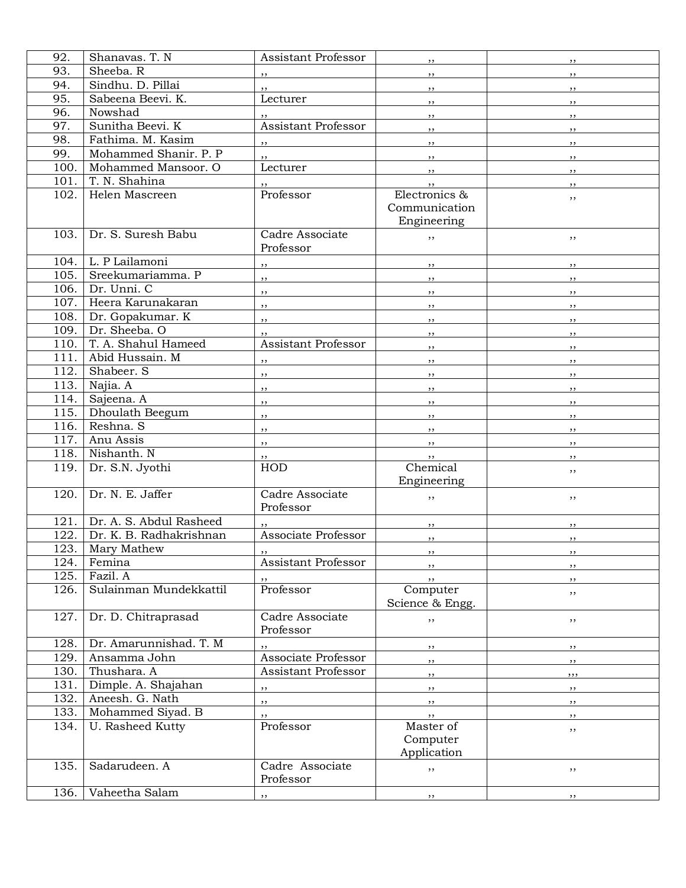| | | | | |
|---|---|---|---|---|
| 92. | Shanavas. T. N | Assistant Professor | ,, | ,, |
| 93. | Sheeba. R | ,, | ,, | ,, |
| 94. | Sindhu. D. Pillai | ,, | ,, | ,, |
| 95. | Sabeena Beevi. K. | Lecturer | ,, | ,, |
| 96. | Nowshad | ,, | ,, | ,, |
| 97. | Sunitha Beevi. K | Assistant Professor | ,, | ,, |
| 98. | Fathima. M. Kasim | ,, | ,, | ,, |
| 99. | Mohammed Shanir. P. P | ,, | ,, | ,, |
| 100. | Mohammed Mansoor. O | Lecturer | ,, | ,, |
| 101. | T. N. Shahina | ,, | ,, | ,, |
| 102. | Helen Mascreen | Professor | Electronics & Communication Engineering | ,, |
| 103. | Dr. S. Suresh Babu | Cadre Associate Professor | ,, | ,, |
| 104. | L. P Lailamoni | ,, | ,, | ,, |
| 105. | Sreekumariamma. P | ,, | ,, | ,, |
| 106. | Dr. Unni. C | ,, | ,, | ,, |
| 107. | Heera Karunakaran | ,, | ,, | ,, |
| 108. | Dr. Gopakumar. K | ,, | ,, | ,, |
| 109. | Dr. Sheeba. O | ,, | ,, | ,, |
| 110. | T. A. Shahul Hameed | Assistant Professor | ,, | ,, |
| 111. | Abid Hussain. M | ,, | ,, | ,, |
| 112. | Shabeer. S | ,, | ,, | ,, |
| 113. | Najia. A | ,, | ,, | ,, |
| 114. | Sajeena. A | ,, | ,, | ,, |
| 115. | Dhoulath Beegum | ,, | ,, | ,, |
| 116. | Reshna. S | ,, | ,, | ,, |
| 117. | Anu Assis | ,, | ,, | ,, |
| 118. | Nishanth. N | ,, | ,, | ,, |
| 119. | Dr. S.N. Jyothi | HOD | Chemical Engineering | ,, |
| 120. | Dr. N. E. Jaffer | Cadre Associate Professor | ,, | ,, |
| 121. | Dr. A. S. Abdul Rasheed | ,, | ,, | ,, |
| 122. | Dr. K. B. Radhakrishnan | Associate Professor | ,, | ,, |
| 123. | Mary Mathew | ,, | ,, | ,, |
| 124. | Femina | Assistant Professor | ,, | ,, |
| 125. | Fazil. A | ,, | ,, | ,, |
| 126. | Sulainman Mundekkattil | Professor | Computer Science & Engg. | ,, |
| 127. | Dr. D. Chitraprasad | Cadre Associate Professor | ,, | ,, |
| 128. | Dr. Amarunnishad. T. M | ,, | ,, | ,, |
| 129. | Ansamma John | Associate Professor | ,, | ,, |
| 130. | Thushara. A | Assistant Professor | ,, | ,,, |
| 131. | Dimple. A. Shajahan | ,, | ,, | ,, |
| 132. | Aneesh. G. Nath | ,, | ,, | ,, |
| 133. | Mohammed Siyad. B | ,, | ,, | ,, |
| 134. | U. Rasheed Kutty | Professor | Master of Computer Application | ,, |
| 135. | Sadarudeen. A | Cadre Associate Professor | ,, | ,, |
| 136. | Vaheetha Salam | ,, | ,, | ,, |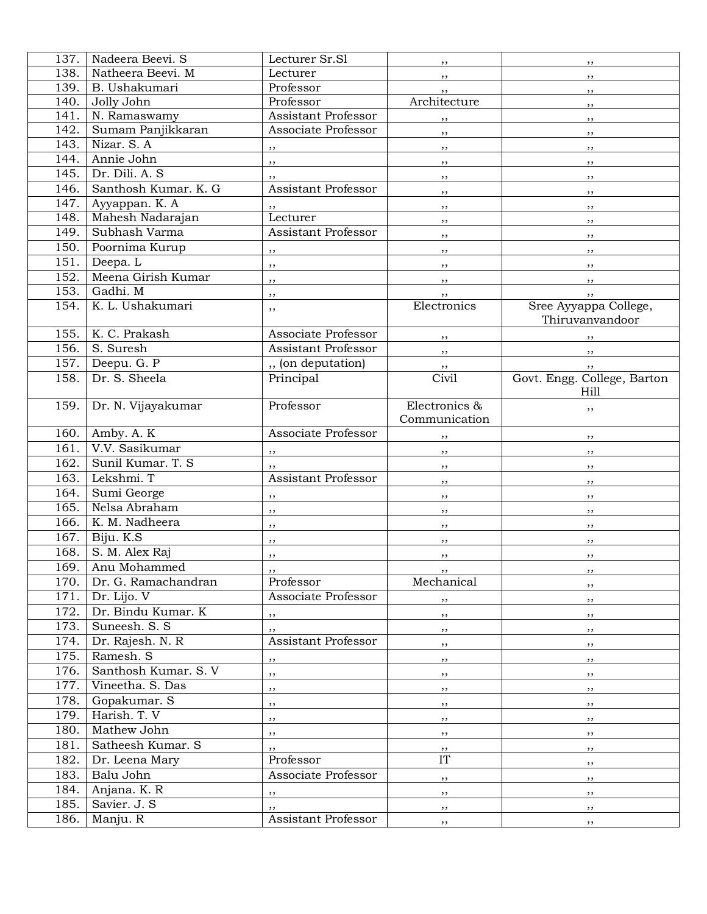| | | | | |
|---|---|---|---|---|
| 137. | Nadeera Beevi. S | Lecturer Sr.Sl | ,, | ,, |
| 138. | Natheera Beevi. M | Lecturer | ,, | ,, |
| 139. | B. Ushakumari | Professor | ,, | ,, |
| 140. | Jolly John | Professor | Architecture | ,, |
| 141. | N. Ramaswamy | Assistant Professor | ,, | ,, |
| 142. | Sumam Panjikkaran | Associate Professor | ,, | ,, |
| 143. | Nizar. S. A | ,, | ,, | ,, |
| 144. | Annie John | ,, | ,, | ,, |
| 145. | Dr. Dili. A. S | ,, | ,, | ,, |
| 146. | Santhosh Kumar. K. G | Assistant Professor | ,, | ,, |
| 147. | Ayyappan. K. A | ,, | ,, | ,, |
| 148. | Mahesh Nadarajan | Lecturer | ,, | ,, |
| 149. | Subhash Varma | Assistant Professor | ,, | ,, |
| 150. | Poornima Kurup | ,, | ,, | ,, |
| 151. | Deepa. L | ,, | ,, | ,, |
| 152. | Meena Girish Kumar | ,, | ,, | ,, |
| 153. | Gadhi. M | ,, | ,, | ,, |
| 154. | K. L. Ushakumari | ,, | Electronics | Sree Ayyappa College, Thiruvanvandoor |
| 155. | K. C. Prakash | Associate Professor | ,, | ,, |
| 156. | S. Suresh | Assistant Professor | ,, | ,, |
| 157. | Deepu. G. P | ,, (on deputation) | ,, | ,, |
| 158. | Dr. S. Sheela | Principal | Civil | Govt. Engg. College, Barton Hill |
| 159. | Dr. N. Vijayakumar | Professor | Electronics & Communication | ,, |
| 160. | Amby. A. K | Associate Professor | ,, | ,, |
| 161. | V.V. Sasikumar | ,, | ,, | ,, |
| 162. | Sunil Kumar. T. S | ,, | ,, | ,, |
| 163. | Lekshmi. T | Assistant Professor | ,, | ,, |
| 164. | Sumi George | ,, | ,, | ,, |
| 165. | Nelsa Abraham | ,, | ,, | ,, |
| 166. | K. M. Nadheera | ,, | ,, | ,, |
| 167. | Biju. K.S | ,, | ,, | ,, |
| 168. | S. M. Alex Raj | ,, | ,, | ,, |
| 169. | Anu Mohammed | ,, | ,, | ,, |
| 170. | Dr. G. Ramachandran | Professor | Mechanical | ,, |
| 171. | Dr. Lijo. V | Associate Professor | ,, | ,, |
| 172. | Dr. Bindu Kumar. K | ,, | ,, | ,, |
| 173. | Suneesh. S. S | ,, | ,, | ,, |
| 174. | Dr. Rajesh. N. R | Assistant Professor | ,, | ,, |
| 175. | Ramesh. S | ,, | ,, | ,, |
| 176. | Santhosh Kumar. S. V | ,, | ,, | ,, |
| 177. | Vineetha. S. Das | ,, | ,, | ,, |
| 178. | Gopakumar. S | ,, | ,, | ,, |
| 179. | Harish. T. V | ,, | ,, | ,, |
| 180. | Mathew John | ,, | ,, | ,, |
| 181. | Satheesh Kumar. S | ,, | ,, | ,, |
| 182. | Dr. Leena Mary | Professor | IT | ,, |
| 183. | Balu John | Associate Professor | ,, | ,, |
| 184. | Anjana. K. R | ,, | ,, | ,, |
| 185. | Savier. J. S | ,, | ,, | ,, |
| 186. | Manju. R | Assistant Professor | ,, | ,, |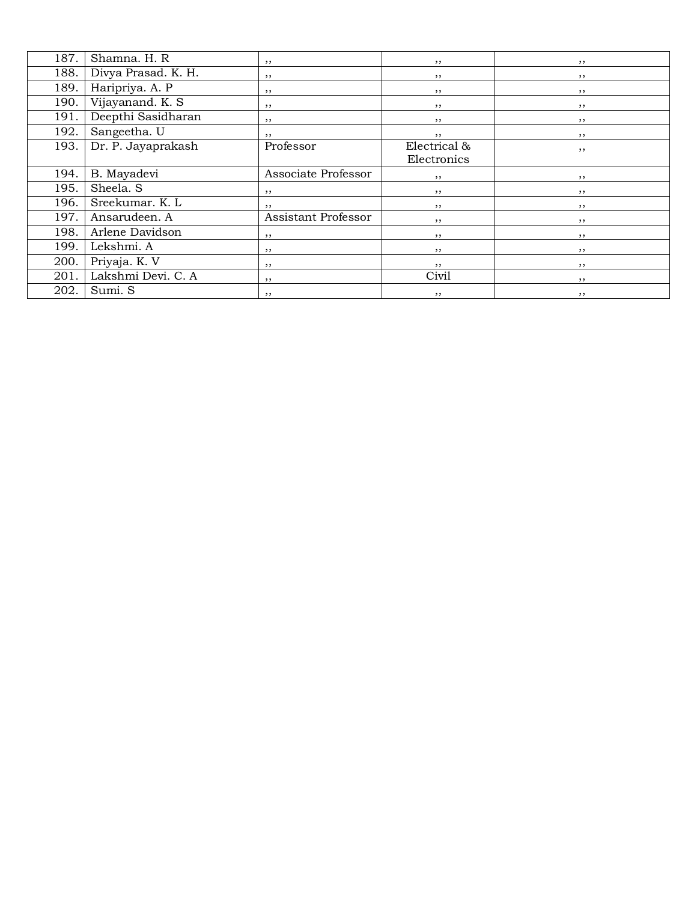| 187. | Shamna. H. R | ,, | ,, | ,, |
|---|---|---|---|---|
| 188. | Divya Prasad. K. H. | ,, | ,, | ,, |
| 189. | Haripriya. A. P | ,, | ,, | ,, |
| 190. | Vijayanand. K. S | ,, | ,, | ,, |
| 191. | Deepthi Sasidharan | ,, | ,, | ,, |
| 192. | Sangeetha. U | ,, | ,, | ,, |
| 193. | Dr. P. Jayaprakash | Professor | Electrical & Electronics | ,, |
| 194. | B. Mayadevi | Associate Professor | ,, | ,, |
| 195. | Sheela. S | ,, | ,, | ,, |
| 196. | Sreekumar. K. L | ,, | ,, | ,, |
| 197. | Ansarudeen. A | Assistant Professor | ,, | ,, |
| 198. | Arlene Davidson | ,, | ,, | ,, |
| 199. | Lekshmi. A | ,, | ,, | ,, |
| 200. | Priyaja. K. V | ,, | ,, | ,, |
| 201. | Lakshmi Devi. C. A | ,, | Civil | ,, |
| 202. | Sumi. S | ,, | ,, | ,, |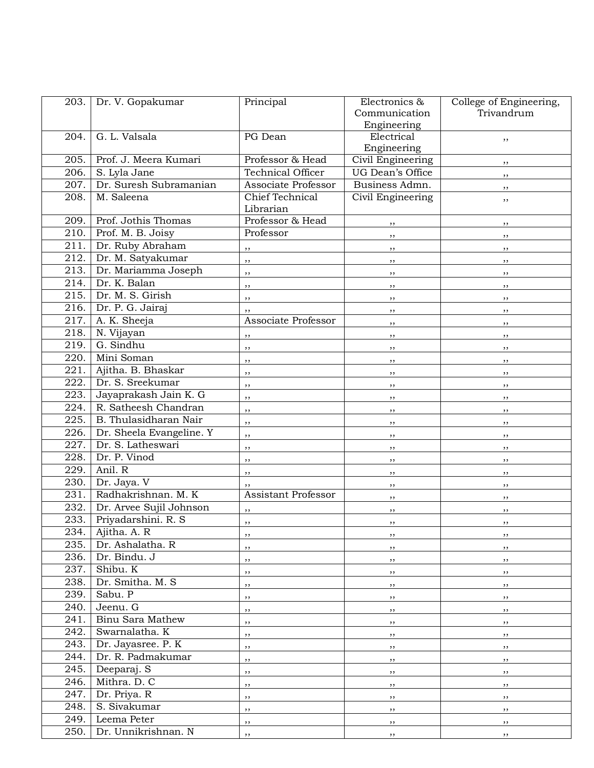| 203. | Dr. V. Gopakumar | Principal | Electronics & Communication Engineering | College of Engineering, Trivandrum |
|---|---|---|---|---|
| 204. | G. L. Valsala | PG Dean | Electrical Engineering | ,, |
| 205. | Prof. J. Meera Kumari | Professor & Head | Civil Engineering | ,, |
| 206. | S. Lyla Jane | Technical Officer | UG Dean's Office | ,, |
| 207. | Dr. Suresh Subramanian | Associate Professor | Business Admn. | ,, |
| 208. | M. Saleena | Chief Technical Librarian | Civil Engineering | ,, |
| 209. | Prof. Jothis Thomas | Professor & Head | ,, | ,, |
| 210. | Prof. M. B. Joisy | Professor | ,, | ,, |
| 211. | Dr. Ruby Abraham | ,, | ,, | ,, |
| 212. | Dr. M. Satyakumar | ,, | ,, | ,, |
| 213. | Dr. Mariamma Joseph | ,, | ,, | ,, |
| 214. | Dr. K. Balan | ,, | ,, | ,, |
| 215. | Dr. M. S. Girish | ,, | ,, | ,, |
| 216. | Dr. P. G. Jairaj | ,, | ,, | ,, |
| 217. | A. K. Sheeja | Associate Professor | ,, | ,, |
| 218. | N. Vijayan | ,, | ,, | ,, |
| 219. | G. Sindhu | ,, | ,, | ,, |
| 220. | Mini Soman | ,, | ,, | ,, |
| 221. | Ajitha. B. Bhaskar | ,, | ,, | ,, |
| 222. | Dr. S. Sreekumar | ,, | ,, | ,, |
| 223. | Jayaprakash Jain K. G | ,, | ,, | ,, |
| 224. | R. Satheesh Chandran | ,, | ,, | ,, |
| 225. | B. Thulasidharan Nair | ,, | ,, | ,, |
| 226. | Dr. Sheela Evangeline. Y | ,, | ,, | ,, |
| 227. | Dr. S. Latheswari | ,, | ,, | ,, |
| 228. | Dr. P. Vinod | ,, | ,, | ,, |
| 229. | Anil. R | ,, | ,, | ,, |
| 230. | Dr. Jaya. V | ,, | ,, | ,, |
| 231. | Radhakrishnan. M. K | Assistant Professor | ,, | ,, |
| 232. | Dr. Arvee Sujil Johnson | ,, | ,, | ,, |
| 233. | Priyadarshini. R. S | ,, | ,, | ,, |
| 234. | Ajitha. A. R | ,, | ,, | ,, |
| 235. | Dr. Ashalatha. R | ,, | ,, | ,, |
| 236. | Dr. Bindu. J | ,, | ,, | ,, |
| 237. | Shibu. K | ,, | ,, | ,, |
| 238. | Dr. Smitha. M. S | ,, | ,, | ,, |
| 239. | Sabu. P | ,, | ,, | ,, |
| 240. | Jeenu. G | ,, | ,, | ,, |
| 241. | Binu Sara Mathew | ,, | ,, | ,, |
| 242. | Swarnalatha. K | ,, | ,, | ,, |
| 243. | Dr. Jayasree. P. K | ,, | ,, | ,, |
| 244. | Dr. R. Padmakumar | ,, | ,, | ,, |
| 245. | Deeparaj. S | ,, | ,, | ,, |
| 246. | Mithra. D. C | ,, | ,, | ,, |
| 247. | Dr. Priya. R | ,, | ,, | ,, |
| 248. | S. Sivakumar | ,, | ,, | ,, |
| 249. | Leema Peter | ,, | ,, | ,, |
| 250. | Dr. Unnikrishnan. N | ,, | ,, | ,, |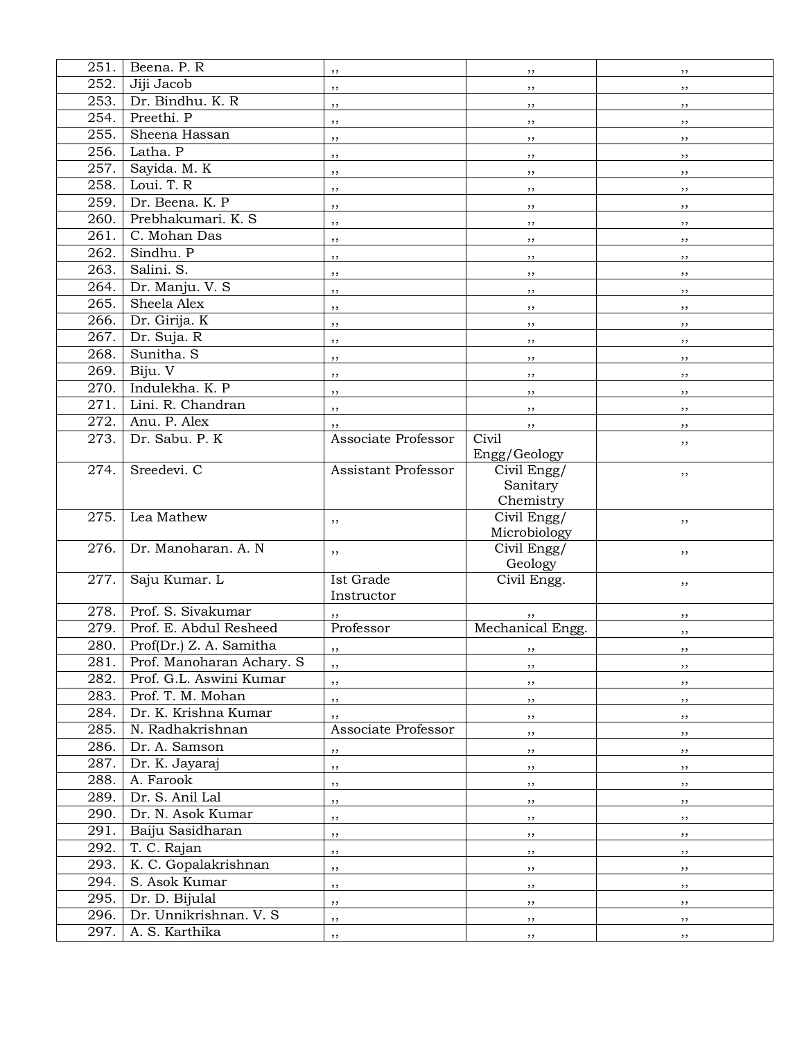| | | | | |
|---|---|---|---|---|
| 251. | Beena. P. R | ,, | ,, | ,, |
| 252. | Jiji Jacob | ,, | ,, | ,, |
| 253. | Dr. Bindhu. K. R | ,, | ,, | ,, |
| 254. | Preethi. P | ,, | ,, | ,, |
| 255. | Sheena Hassan | ,, | ,, | ,, |
| 256. | Latha. P | ,, | ,, | ,, |
| 257. | Sayida. M. K | ,, | ,, | ,, |
| 258. | Loui. T. R | ,, | ,, | ,, |
| 259. | Dr. Beena. K. P | ,, | ,, | ,, |
| 260. | Prebhakumari. K. S | ,, | ,, | ,, |
| 261. | C. Mohan Das | ,, | ,, | ,, |
| 262. | Sindhu. P | ,, | ,, | ,, |
| 263. | Salini. S. | ,, | ,, | ,, |
| 264. | Dr. Manju. V. S | ,, | ,, | ,, |
| 265. | Sheela Alex | ,, | ,, | ,, |
| 266. | Dr. Girija. K | ,, | ,, | ,, |
| 267. | Dr. Suja. R | ,, | ,, | ,, |
| 268. | Sunitha. S | ,, | ,, | ,, |
| 269. | Biju. V | ,, | ,, | ,, |
| 270. | Indulekha. K. P | ,, | ,, | ,, |
| 271. | Lini. R. Chandran | ,, | ,, | ,, |
| 272. | Anu. P. Alex | ,, | ,, | ,, |
| 273. | Dr. Sabu. P. K | Associate Professor | Civil Engg/Geology | ,, |
| 274. | Sreedevi. C | Assistant Professor | Civil Engg/ Sanitary Chemistry | ,, |
| 275. | Lea Mathew | ,, | Civil Engg/ Microbiology | ,, |
| 276. | Dr. Manoharan. A. N | ,, | Civil Engg/ Geology | ,, |
| 277. | Saju Kumar. L | Ist Grade Instructor | Civil Engg. | ,, |
| 278. | Prof. S. Sivakumar | ,, | ,, | ,, |
| 279. | Prof. E. Abdul Resheed | Professor | Mechanical Engg. | ,, |
| 280. | Prof(Dr.) Z. A. Samitha | ,, | ,, | ,, |
| 281. | Prof. Manoharan Achary. S | ,, | ,, | ,, |
| 282. | Prof. G.L. Aswini Kumar | ,, | ,, | ,, |
| 283. | Prof. T. M. Mohan | ,, | ,, | ,, |
| 284. | Dr. K. Krishna Kumar | ,, | ,, | ,, |
| 285. | N. Radhakrishnan | Associate Professor | ,, | ,, |
| 286. | Dr. A. Samson | ,, | ,, | ,, |
| 287. | Dr. K. Jayaraj | ,, | ,, | ,, |
| 288. | A. Farook | ,, | ,, | ,, |
| 289. | Dr. S. Anil Lal | ,, | ,, | ,, |
| 290. | Dr. N. Asok Kumar | ,, | ,, | ,, |
| 291. | Baiju Sasidharan | ,, | ,, | ,, |
| 292. | T. C. Rajan | ,, | ,, | ,, |
| 293. | K. C. Gopalakrishnan | ,, | ,, | ,, |
| 294. | S. Asok Kumar | ,, | ,, | ,, |
| 295. | Dr. D. Bijulal | ,, | ,, | ,, |
| 296. | Dr. Unnikrishnan. V. S | ,, | ,, | ,, |
| 297. | A. S. Karthika | ,, | ,, | ,, |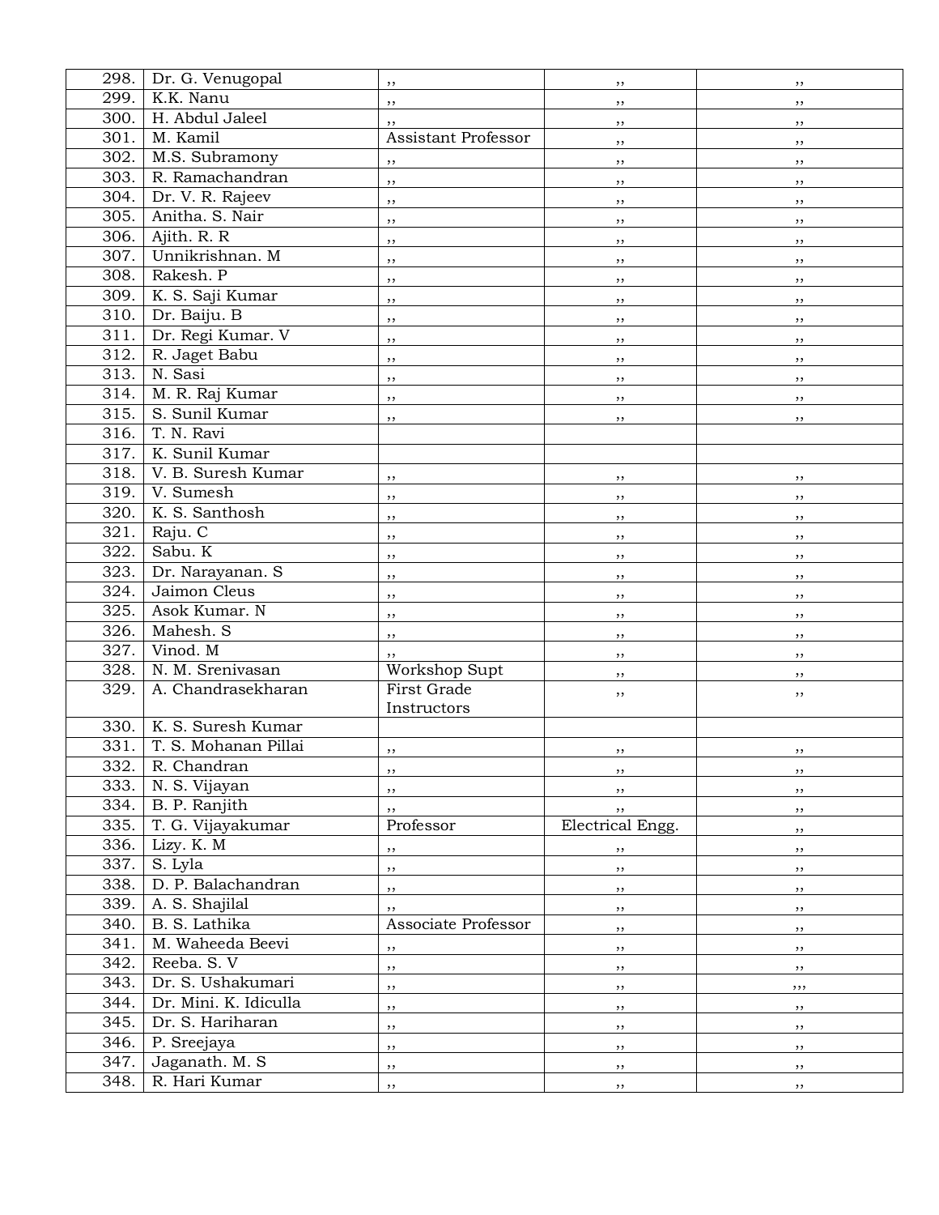| | | | | |
|---|---|---|---|---|
| 298. | Dr. G. Venugopal | ,, | ,, | ,, |
| 299. | K.K. Nanu | ,, | ,, | ,, |
| 300. | H. Abdul Jaleel | ,, | ,, | ,, |
| 301. | M. Kamil | Assistant Professor | ,, | ,, |
| 302. | M.S. Subramony | ,, | ,, | ,, |
| 303. | R. Ramachandran | ,, | ,, | ,, |
| 304. | Dr. V. R. Rajeev | ,, | ,, | ,, |
| 305. | Anitha. S. Nair | ,, | ,, | ,, |
| 306. | Ajith. R. R | ,, | ,, | ,, |
| 307. | Unnikrishnan. M | ,, | ,, | ,, |
| 308. | Rakesh. P | ,, | ,, | ,, |
| 309. | K. S. Saji Kumar | ,, | ,, | ,, |
| 310. | Dr. Baiju. B | ,, | ,, | ,, |
| 311. | Dr. Regi Kumar. V | ,, | ,, | ,, |
| 312. | R. Jaget Babu | ,, | ,, | ,, |
| 313. | N. Sasi | ,, | ,, | ,, |
| 314. | M. R. Raj Kumar | ,, | ,, | ,, |
| 315. | S. Sunil Kumar | ,, | ,, | ,, |
| 316. | T. N. Ravi | | | |
| 317. | K. Sunil Kumar | | | |
| 318. | V. B. Suresh Kumar | ,, | ,, | ,, |
| 319. | V. Sumesh | ,, | ,, | ,, |
| 320. | K. S. Santhosh | ,, | ,, | ,, |
| 321. | Raju. C | ,, | ,, | ,, |
| 322. | Sabu. K | ,, | ,, | ,, |
| 323. | Dr. Narayanan. S | ,, | ,, | ,, |
| 324. | Jaimon Cleus | ,, | ,, | ,, |
| 325. | Asok Kumar. N | ,, | ,, | ,, |
| 326. | Mahesh. S | ,, | ,, | ,, |
| 327. | Vinod. M | ,, | ,, | ,, |
| 328. | N. M. Srenivasan | Workshop Supt | ,, | ,, |
| 329. | A. Chandrasekharan | First Grade Instructors | ,, | ,, |
| 330. | K. S. Suresh Kumar | | | |
| 331. | T. S. Mohanan Pillai | ,, | ,, | ,, |
| 332. | R. Chandran | ,, | ,, | ,, |
| 333. | N. S. Vijayan | ,, | ,, | ,, |
| 334. | B. P. Ranjith | ,, | ,, | ,, |
| 335. | T. G. Vijayakumar | Professor | Electrical Engg. | ,, |
| 336. | Lizy. K. M | ,, | ,, | ,, |
| 337. | S. Lyla | ,, | ,, | ,, |
| 338. | D. P. Balachandran | ,, | ,, | ,, |
| 339. | A. S. Shajilal | ,, | ,, | ,, |
| 340. | B. S. Lathika | Associate Professor | ,, | ,, |
| 341. | M. Waheeda Beevi | ,, | ,, | ,, |
| 342. | Reeba. S. V | ,, | ,, | ,, |
| 343. | Dr. S. Ushakumari | ,, | ,, | ,,, |
| 344. | Dr. Mini. K. Idiculla | ,, | ,, | ,, |
| 345. | Dr. S. Hariharan | ,, | ,, | ,, |
| 346. | P. Sreejaya | ,, | ,, | ,, |
| 347. | Jaganath. M. S | ,, | ,, | ,, |
| 348. | R. Hari Kumar | ,, | ,, | ,, |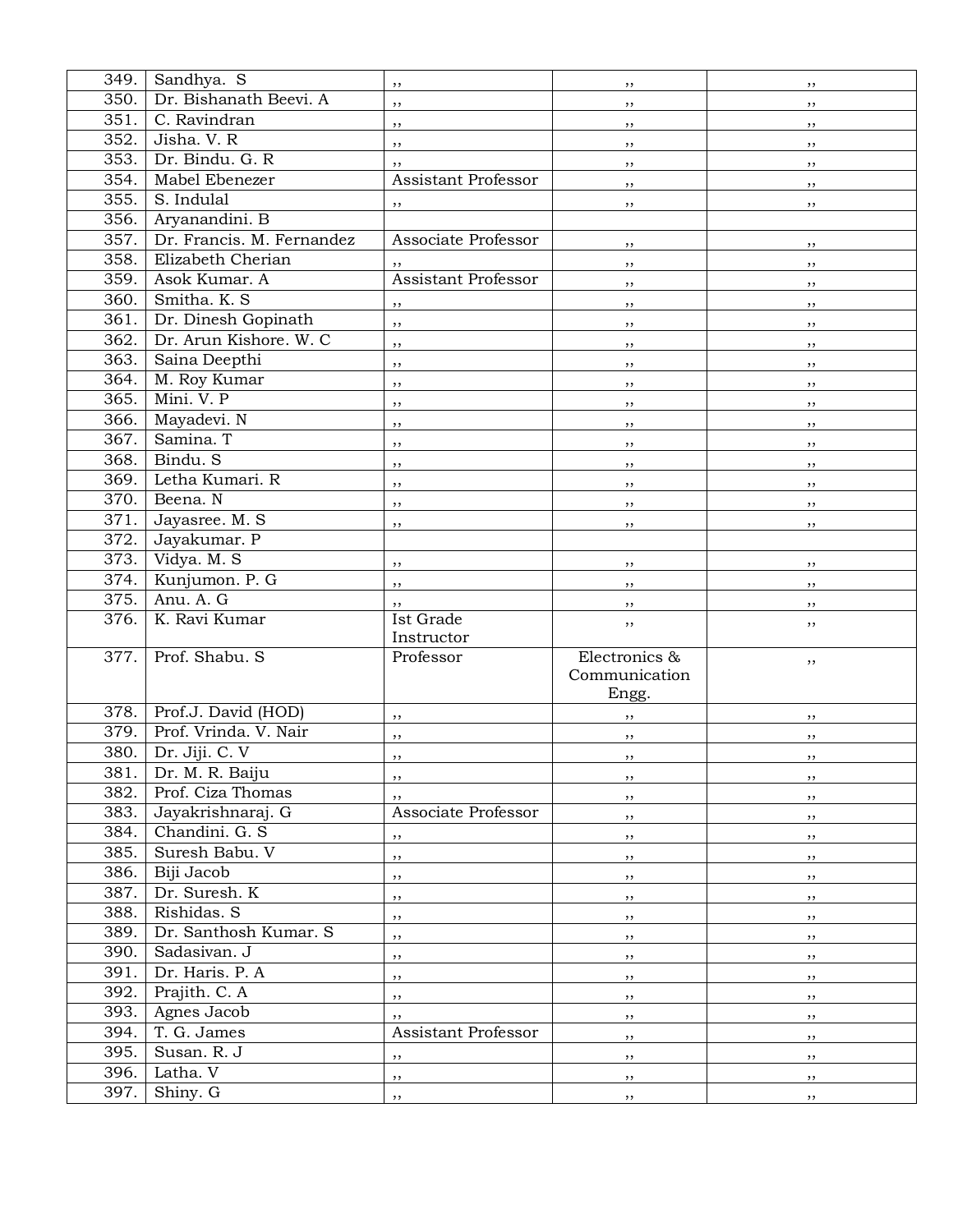| | | | | |
|---|---|---|---|---|
| 349. | Sandhya. S | ,, | ,, | ,, |
| 350. | Dr. Bishanath Beevi. A | ,, | ,, | ,, |
| 351. | C. Ravindran | ,, | ,, | ,, |
| 352. | Jisha. V. R | ,, | ,, | ,, |
| 353. | Dr. Bindu. G. R | ,, | ,, | ,, |
| 354. | Mabel Ebenezer | Assistant Professor | ,, | ,, |
| 355. | S. Indulal | ,, | ,, | ,, |
| 356. | Aryanandini. B | | | |
| 357. | Dr. Francis. M. Fernandez | Associate Professor | ,, | ,, |
| 358. | Elizabeth Cherian | ,, | ,, | ,, |
| 359. | Asok Kumar. A | Assistant Professor | ,, | ,, |
| 360. | Smitha. K. S | ,, | ,, | ,, |
| 361. | Dr. Dinesh Gopinath | ,, | ,, | ,, |
| 362. | Dr. Arun Kishore. W. C | ,, | ,, | ,, |
| 363. | Saina Deepthi | ,, | ,, | ,, |
| 364. | M. Roy Kumar | ,, | ,, | ,, |
| 365. | Mini. V. P | ,, | ,, | ,, |
| 366. | Mayadevi. N | ,, | ,, | ,, |
| 367. | Samina. T | ,, | ,, | ,, |
| 368. | Bindu. S | ,, | ,, | ,, |
| 369. | Letha Kumari. R | ,, | ,, | ,, |
| 370. | Beena. N | ,, | ,, | ,, |
| 371. | Jayasree. M. S | ,, | ,, | ,, |
| 372. | Jayakumar. P | | | |
| 373. | Vidya. M. S | ,, | ,, | ,, |
| 374. | Kunjumon. P. G | ,, | ,, | ,, |
| 375. | Anu. A. G | ,, | ,, | ,, |
| 376. | K. Ravi Kumar | Ist Grade Instructor | ,, | ,, |
| 377. | Prof. Shabu. S | Professor | Electronics & Communication Engg. | ,, |
| 378. | Prof.J. David (HOD) | ,, | ,, | ,, |
| 379. | Prof. Vrinda. V. Nair | ,, | ,, | ,, |
| 380. | Dr. Jiji. C. V | ,, | ,, | ,, |
| 381. | Dr. M. R. Baiju | ,, | ,, | ,, |
| 382. | Prof. Ciza Thomas | ,, | ,, | ,, |
| 383. | Jayakrishnaraj. G | Associate Professor | ,, | ,, |
| 384. | Chandini. G. S | ,, | ,, | ,, |
| 385. | Suresh Babu. V | ,, | ,, | ,, |
| 386. | Biji Jacob | ,, | ,, | ,, |
| 387. | Dr. Suresh. K | ,, | ,, | ,, |
| 388. | Rishidas. S | ,, | ,, | ,, |
| 389. | Dr. Santhosh Kumar. S | ,, | ,, | ,, |
| 390. | Sadasivan. J | ,, | ,, | ,, |
| 391. | Dr. Haris. P. A | ,, | ,, | ,, |
| 392. | Prajith. C. A | ,, | ,, | ,, |
| 393. | Agnes Jacob | ,, | ,, | ,, |
| 394. | T. G. James | Assistant Professor | ,, | ,, |
| 395. | Susan. R. J | ,, | ,, | ,, |
| 396. | Latha. V | ,, | ,, | ,, |
| 397. | Shiny. G | ,, | ,, | ,, |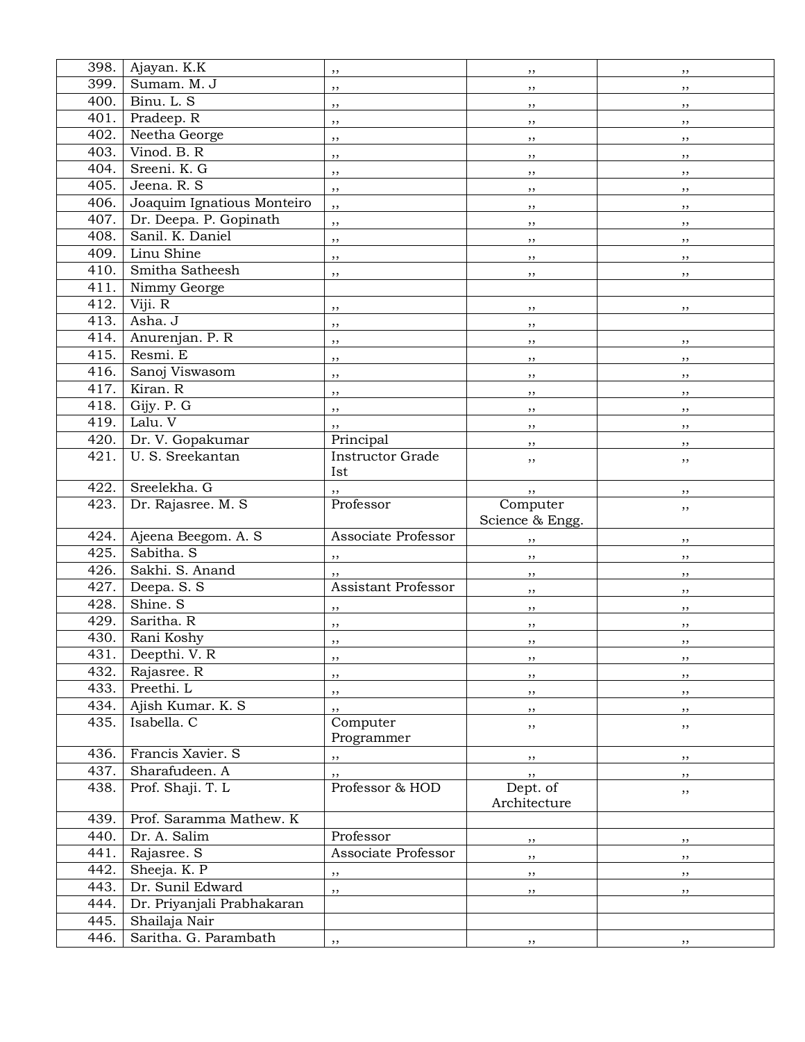| | | | | |
|---|---|---|---|---|
| 398. | Ajayan. K.K | ,, | ,, | ,, |
| 399. | Sumam. M. J | ,, | ,, | ,, |
| 400. | Binu. L. S | ,, | ,, | ,, |
| 401. | Pradeep. R | ,, | ,, | ,, |
| 402. | Neetha George | ,, | ,, | ,, |
| 403. | Vinod. B. R | ,, | ,, | ,, |
| 404. | Sreeni. K. G | ,, | ,, | ,, |
| 405. | Jeena. R. S | ,, | ,, | ,, |
| 406. | Joaquim Ignatious Monteiro | ,, | ,, | ,, |
| 407. | Dr. Deepa. P. Gopinath | ,, | ,, | ,, |
| 408. | Sanil. K. Daniel | ,, | ,, | ,, |
| 409. | Linu Shine | ,, | ,, | ,, |
| 410. | Smitha Satheesh | ,, | ,, | ,, |
| 411. | Nimmy George | | | |
| 412. | Viji. R | ,, | ,, | ,, |
| 413. | Asha. J | ,, | ,, | |
| 414. | Anurenjan. P. R | ,, | ,, | ,, |
| 415. | Resmi. E | ,, | ,, | ,, |
| 416. | Sanoj Viswasom | ,, | ,, | ,, |
| 417. | Kiran. R | ,, | ,, | ,, |
| 418. | Gijy. P. G | ,, | ,, | ,, |
| 419. | Lalu. V | ,, | ,, | ,, |
| 420. | Dr. V. Gopakumar | Principal | ,, | ,, |
| 421. | U. S. Sreekantan | Instructor Grade Ist | ,, | ,, |
| 422. | Sreelekha. G | ,, | ,, | ,, |
| 423. | Dr. Rajasree. M. S | Professor | Computer Science & Engg. | ,, |
| 424. | Ajeena Beegom. A. S | Associate Professor | ,, | ,, |
| 425. | Sabitha. S | ,, | ,, | ,, |
| 426. | Sakhi. S. Anand | ,, | ,, | ,, |
| 427. | Deepa. S. S | Assistant Professor | ,, | ,, |
| 428. | Shine. S | ,, | ,, | ,, |
| 429. | Saritha. R | ,, | ,, | ,, |
| 430. | Rani Koshy | ,, | ,, | ,, |
| 431. | Deepthi. V. R | ,, | ,, | ,, |
| 432. | Rajasree. R | ,, | ,, | ,, |
| 433. | Preethi. L | ,, | ,, | ,, |
| 434. | Ajish Kumar. K. S | ,, | ,, | ,, |
| 435. | Isabella. C | Computer Programmer | ,, | ,, |
| 436. | Francis Xavier. S | ,, | ,, | ,, |
| 437. | Sharafudeen. A | ,, | ,, | ,, |
| 438. | Prof. Shaji. T. L | Professor & HOD | Dept. of Architecture | ,, |
| 439. | Prof. Saramma Mathew. K | | | |
| 440. | Dr. A. Salim | Professor | ,, | ,, |
| 441. | Rajasree. S | Associate Professor | ,, | ,, |
| 442. | Sheeja. K. P | ,, | ,, | ,, |
| 443. | Dr. Sunil Edward | ,, | ,, | ,, |
| 444. | Dr. Priyanjali Prabhakaran | | | |
| 445. | Shailaja Nair | | | |
| 446. | Saritha. G. Parambath | ,, | ,, | ,, |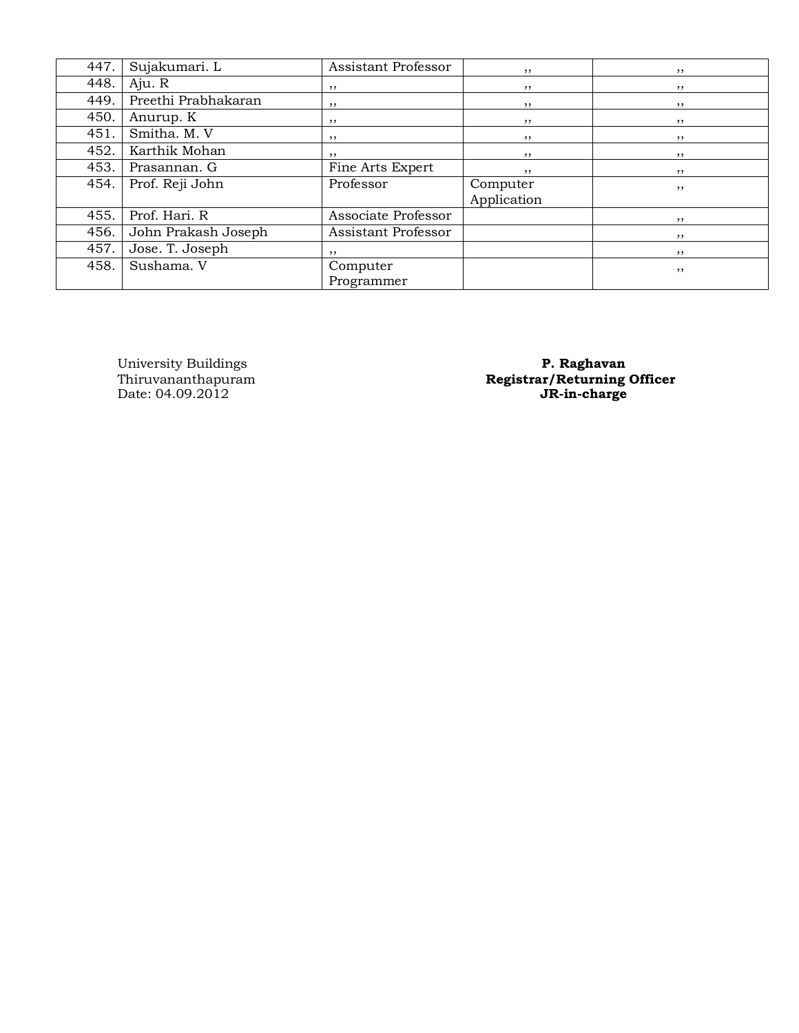| | | | | |
|---|---|---|---|---|
| 447. | Sujakumari. L | Assistant Professor | ,, | ,, |
| 448. | Aju. R | ,, | ,, | ,, |
| 449. | Preethi Prabhakaran | ,, | ,, | ,, |
| 450. | Anurup. K | ,, | ,, | ,, |
| 451. | Smitha. M. V | ,, | ,, | ,, |
| 452. | Karthik Mohan | ,, | ,, | ,, |
| 453. | Prasannan. G | Fine Arts Expert | ,, | ,, |
| 454. | Prof. Reji John | Professor | Computer Application | ,, |
| 455. | Prof. Hari. R | Associate Professor | | ,, |
| 456. | John Prakash Joseph | Assistant Professor | | ,, |
| 457. | Jose. T. Joseph | ,, | | ,, |
| 458. | Sushama. V | Computer Programmer | | ,, |

University Buildings
Thiruvananthapuram
Date: 04.09.2012

**P. Raghavan**
**Registrar/Returning Officer**
**JR-in-charge**